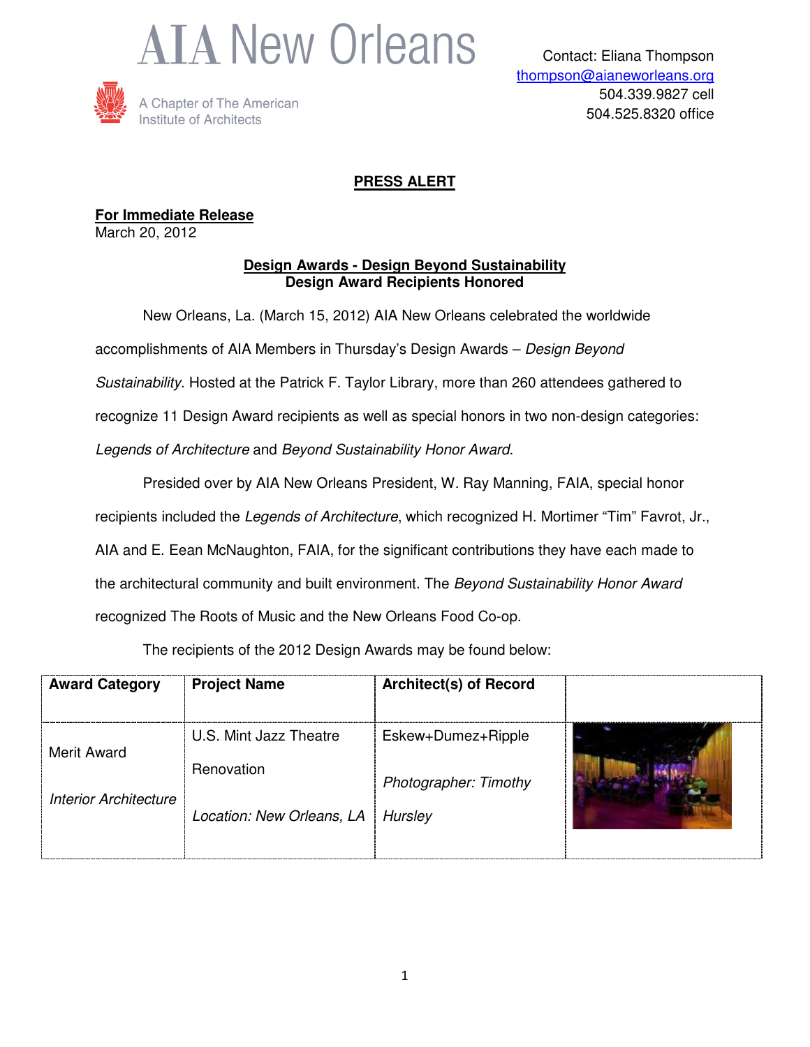# AIA New Orleans

A Chapter of The American Institute of Architects

Contact: Eliana Thompson
thompson@aianeworleans.org
504.339.9827 cell
504.525.8320 office

## PRESS ALERT

**For Immediate Release**
March 20, 2012

### Design Awards - Design Beyond Sustainability
### Design Award Recipients Honored

New Orleans, La. (March 15, 2012) AIA New Orleans celebrated the worldwide accomplishments of AIA Members in Thursday's Design Awards – *Design Beyond Sustainability*. Hosted at the Patrick F. Taylor Library, more than 260 attendees gathered to recognize 11 Design Award recipients as well as special honors in two non-design categories: *Legends of Architecture* and *Beyond Sustainability Honor Award*.

Presided over by AIA New Orleans President, W. Ray Manning, FAIA, special honor recipients included the *Legends of Architecture*, which recognized H. Mortimer "Tim" Favrot, Jr., AIA and E. Eean McNaughton, FAIA, for the significant contributions they have each made to the architectural community and built environment. The *Beyond Sustainability Honor Award* recognized The Roots of Music and the New Orleans Food Co-op.

The recipients of the 2012 Design Awards may be found below:

| Award Category | Project Name | Architect(s) of Record | |
|---|---|---|---|
| Merit Award<br><br>*Interior Architecture* | U.S. Mint Jazz Theatre Renovation<br><br>*Location: New Orleans, LA* | Eskew+Dumez+Ripple<br><br>*Photographer: Timothy Hursley* | |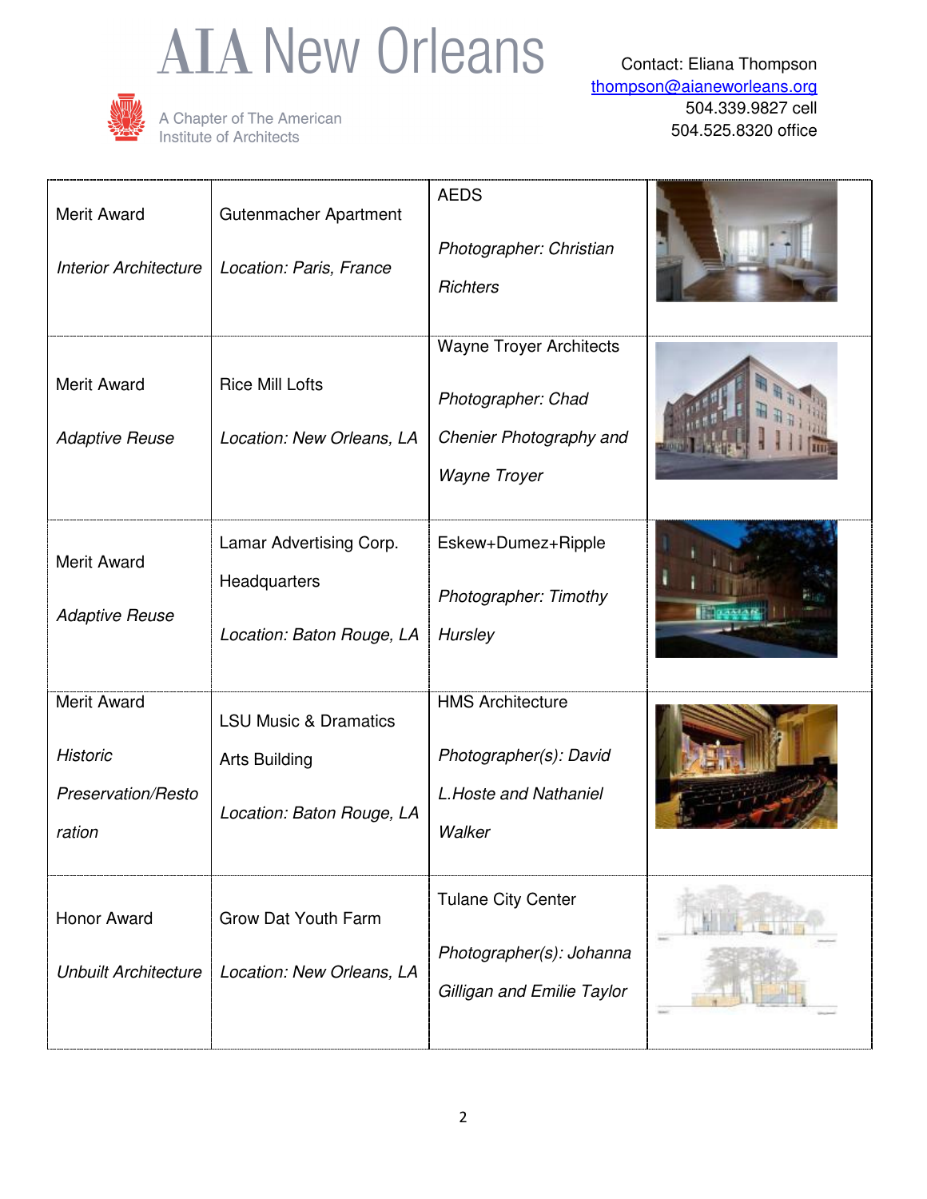# AIA New Orleans

A Chapter of The American Institute of Architects

Contact: Eliana Thompson
thompson@aianeworleans.org
504.339.9827 cell
504.525.8320 office

| | | | |
|---|---|---|---|
| Merit Award<br><br>*Interior Architecture* | Gutenmacher Apartment<br><br>*Location: Paris, France* | AEDS<br><br>*Photographer: Christian Richters* | |
| Merit Award<br><br>*Adaptive Reuse* | Rice Mill Lofts<br><br>*Location: New Orleans, LA* | Wayne Troyer Architects<br><br>*Photographer: Chad Chenier Photography and Wayne Troyer* | |
| Merit Award<br><br>*Adaptive Reuse* | Lamar Advertising Corp. Headquarters<br><br>*Location: Baton Rouge, LA* | Eskew+Dumez+Ripple<br><br>*Photographer: Timothy Hursley* | |
| Merit Award<br><br>*Historic Preservation/Restoration* | LSU Music & Dramatics Arts Building<br><br>*Location: Baton Rouge, LA* | HMS Architecture<br><br>*Photographer(s): David L.Hoste and Nathaniel Walker* | |
| Honor Award<br><br>*Unbuilt Architecture* | Grow Dat Youth Farm<br><br>*Location: New Orleans, LA* | Tulane City Center<br><br>*Photographer(s): Johanna Gilligan and Emilie Taylor* | |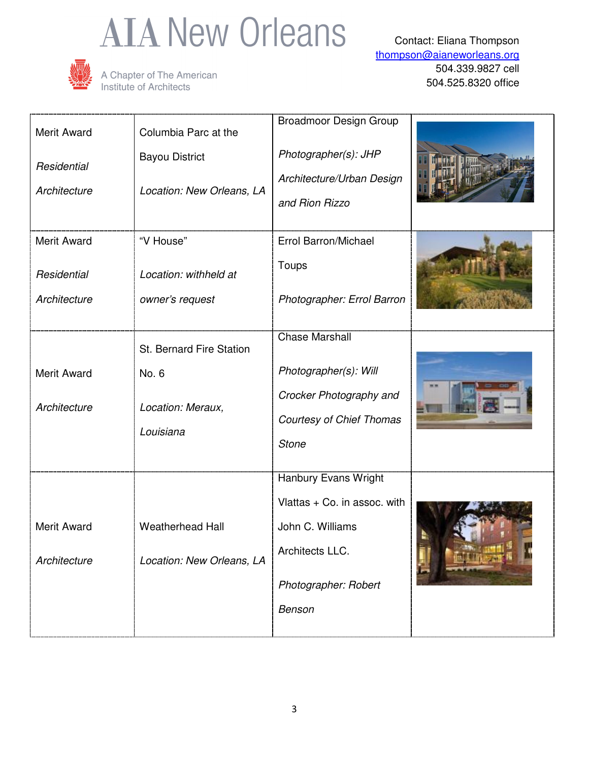# AIA New Orleans

A Chapter of The American Institute of Architects

Contact: Eliana Thompson
thompson@aianeworleans.org
504.339.9827 cell
504.525.8320 office

| | | | |
|---|---|---|---|
| Merit Award *Residential Architecture* | Columbia Parc at the Bayou District *Location: New Orleans, LA* | Broadmoor Design Group *Photographer(s): JHP Architecture/Urban Design and Rion Rizzo* | |
| Merit Award *Residential Architecture* | "V House" *Location: withheld at owner's request* | Errol Barron/Michael Toups *Photographer: Errol Barron* | |
| Merit Award *Architecture* | St. Bernard Fire Station No. 6 *Location: Meraux, Louisiana* | Chase Marshall *Photographer(s): Will Crocker Photography and Courtesy of Chief Thomas Stone* | |
| Merit Award *Architecture* | Weatherhead Hall *Location: New Orleans, LA* | Hanbury Evans Wright Vlattas + Co. in assoc. with John C. Williams Architects LLC. *Photographer: Robert Benson* | |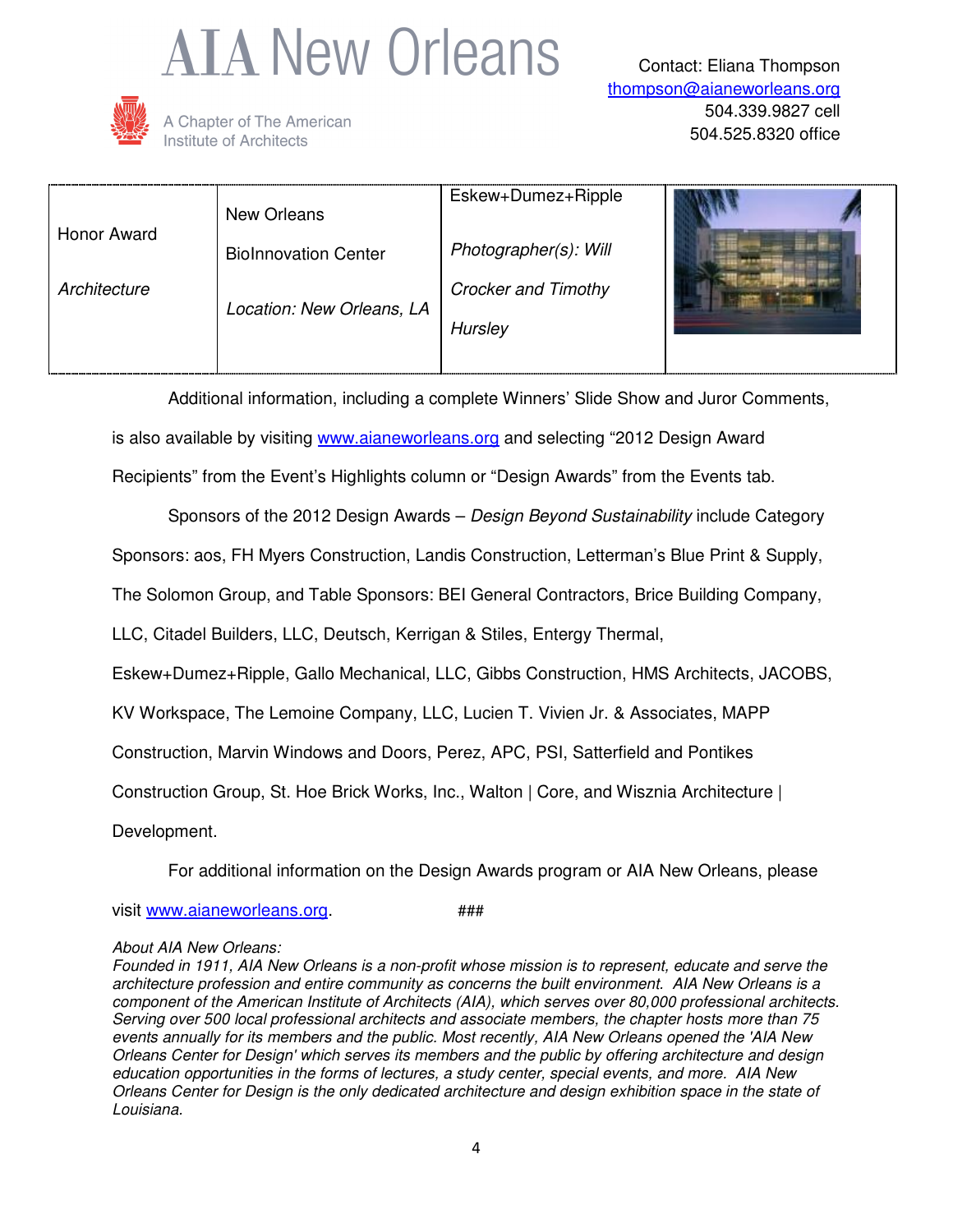AIA New Orleans

A Chapter of The American Institute of Architects

Contact: Eliana Thompson
thompson@aianeworleans.org
504.339.9827 cell
504.525.8320 office

| | | | |
|---|---|---|---|
| Honor Award<br><br>*Architecture* | New Orleans BioInnovation Center<br><br>*Location: New Orleans, LA* | Eskew+Dumez+Ripple<br><br>*Photographer(s): Will Crocker and Timothy Hursley* | |

Additional information, including a complete Winners' Slide Show and Juror Comments, is also available by visiting www.aianeworleans.org and selecting "2012 Design Award Recipients" from the Event's Highlights column or "Design Awards" from the Events tab.

Sponsors of the 2012 Design Awards – *Design Beyond Sustainability* include Category Sponsors: aos, FH Myers Construction, Landis Construction, Letterman's Blue Print & Supply, The Solomon Group, and Table Sponsors: BEI General Contractors, Brice Building Company, LLC, Citadel Builders, LLC, Deutsch, Kerrigan & Stiles, Entergy Thermal, Eskew+Dumez+Ripple, Gallo Mechanical, LLC, Gibbs Construction, HMS Architects, JACOBS, KV Workspace, The Lemoine Company, LLC, Lucien T. Vivien Jr. & Associates, MAPP Construction, Marvin Windows and Doors, Perez, APC, PSI, Satterfield and Pontikes Construction Group, St. Hoe Brick Works, Inc., Walton | Core, and Wisznia Architecture | Development.

For additional information on the Design Awards program or AIA New Orleans, please visit www.aianeworleans.org.

###

*About AIA New Orleans:*
*Founded in 1911, AIA New Orleans is a non-profit whose mission is to represent, educate and serve the architecture profession and entire community as concerns the built environment. AIA New Orleans is a component of the American Institute of Architects (AIA), which serves over 80,000 professional architects. Serving over 500 local professional architects and associate members, the chapter hosts more than 75 events annually for its members and the public. Most recently, AIA New Orleans opened the 'AIA New Orleans Center for Design' which serves its members and the public by offering architecture and design education opportunities in the forms of lectures, a study center, special events, and more. AIA New Orleans Center for Design is the only dedicated architecture and design exhibition space in the state of Louisiana.*